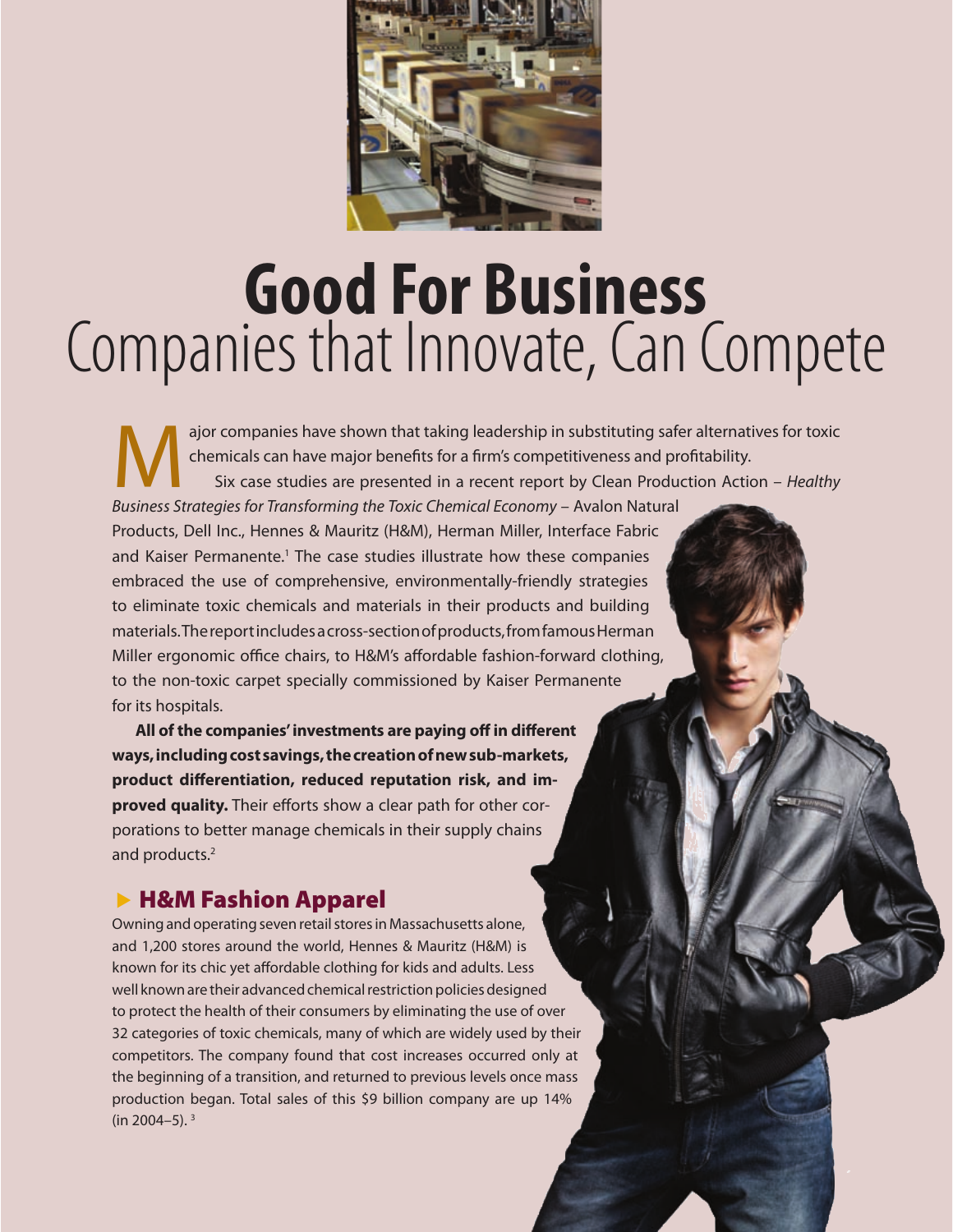# Good For Business

## Companies that Innovate, Can Compete

Major companies have shown that taking leadership in substituting safer alternatives for toxic chemicals can have major benefits for a firm's competitiveness and profitability.

Six case studies are presented in a recent report by Clean Production Action – *Healthy Business Strategies for Transforming the Toxic Chemical Economy* – Avalon Natural Products, Dell Inc., Hennes & Mauritz (H&M), Herman Miller, Interface Fabric and Kaiser Permanente.[1] The case studies illustrate how these companies embraced the use of comprehensive, environmentally-friendly strategies to eliminate toxic chemicals and materials in their products and building materials. The report includes a cross-section of products, from famous Herman Miller ergonomic office chairs, to H&M's affordable fashion-forward clothing, to the non-toxic carpet specially commissioned by Kaiser Permanente for its hospitals.

**All of the companies' investments are paying off in different ways, including cost savings, the creation of new sub-markets, product differentiation, reduced reputation risk, and improved quality.** Their efforts show a clear path for other corporations to better manage chemicals in their supply chains and products.[2]

### ▶ H&M Fashion Apparel

Owning and operating seven retail stores in Massachusetts alone, and 1,200 stores around the world, Hennes & Mauritz (H&M) is known for its chic yet affordable clothing for kids and adults. Less well known are their advanced chemical restriction policies designed to protect the health of their consumers by eliminating the use of over 32 categories of toxic chemicals, many of which are widely used by their competitors. The company found that cost increases occurred only at the beginning of a transition, and returned to previous levels once mass production began. Total sales of this $9 billion company are up 14% (in 2004–5).[3]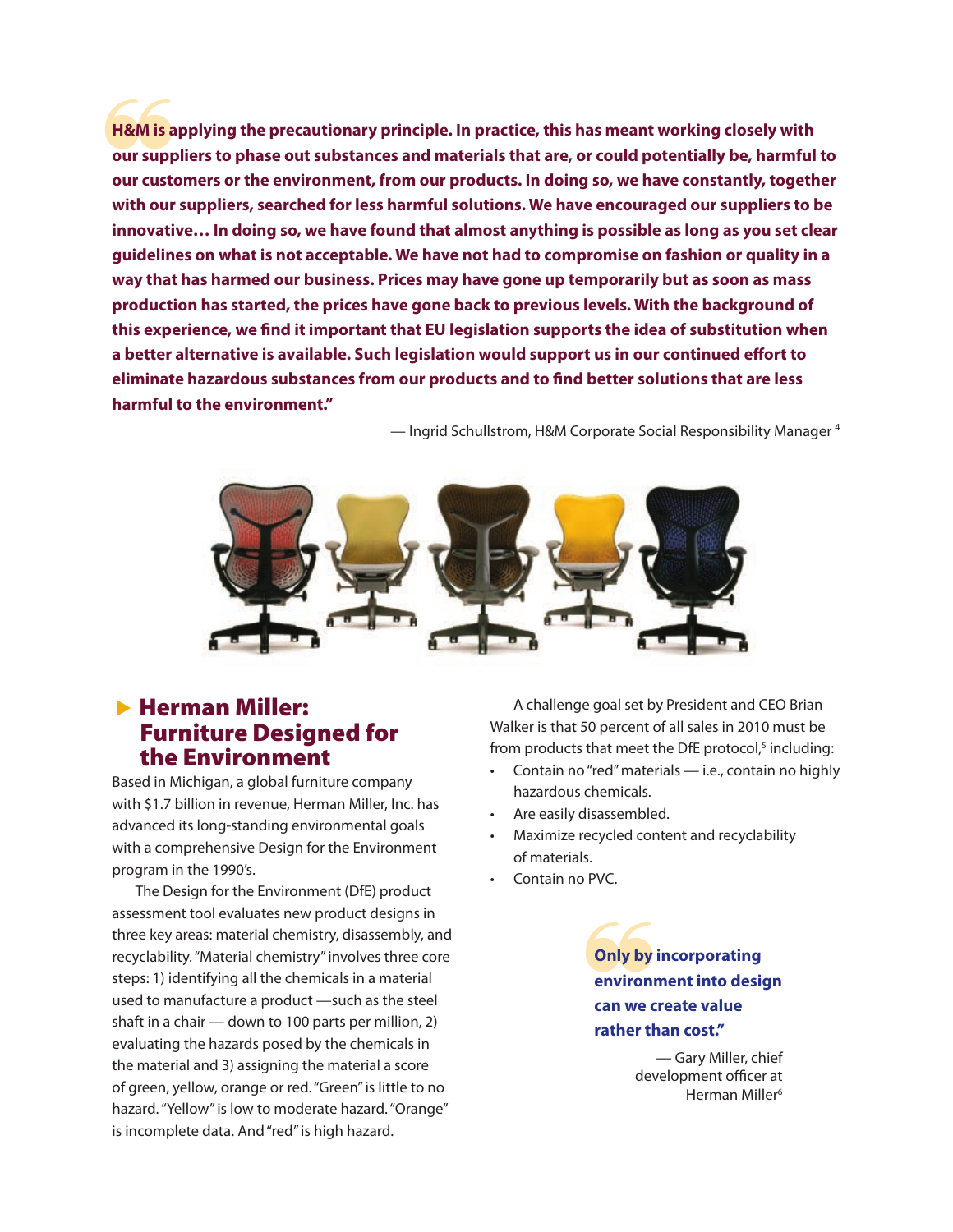> **"H&M is applying the precautionary principle. In practice, this has meant working closely with our suppliers to phase out substances and materials that are, or could potentially be, harmful to our customers or the environment, from our products. In doing so, we have constantly, together with our suppliers, searched for less harmful solutions. We have encouraged our suppliers to be innovative… In doing so, we have found that almost anything is possible as long as you set clear guidelines on what is not acceptable. We have not had to compromise on fashion or quality in a way that has harmed our business. Prices may have gone up temporarily but as soon as mass production has started, the prices have gone back to previous levels. With the background of this experience, we find it important that EU legislation supports the idea of substitution when a better alternative is available. Such legislation would support us in our continued effort to eliminate hazardous substances from our products and to find better solutions that are less harmful to the environment."**
>
> — Ingrid Schullstrom, H&M Corporate Social Responsibility Manager [4]

## Herman Miller: Furniture Designed for the Environment

Based in Michigan, a global furniture company with $1.7 billion in revenue, Herman Miller, Inc. has advanced its long-standing environmental goals with a comprehensive Design for the Environment program in the 1990's.

The Design for the Environment (DfE) product assessment tool evaluates new product designs in three key areas: material chemistry, disassembly, and recyclability. "Material chemistry" involves three core steps: 1) identifying all the chemicals in a material used to manufacture a product —such as the steel shaft in a chair — down to 100 parts per million, 2) evaluating the hazards posed by the chemicals in the material and 3) assigning the material a score of green, yellow, orange or red. "Green" is little to no hazard. "Yellow" is low to moderate hazard. "Orange" is incomplete data. And "red" is high hazard.

A challenge goal set by President and CEO Brian Walker is that 50 percent of all sales in 2010 must be from products that meet the DfE protocol,[5] including:

- Contain no "red" materials — i.e., contain no highly hazardous chemicals.
- Are easily disassembled.
- Maximize recycled content and recyclability of materials.
- Contain no PVC.

> **"Only by incorporating environment into design can we create value rather than cost."**
>
> — Gary Miller, chief development officer at Herman Miller[6]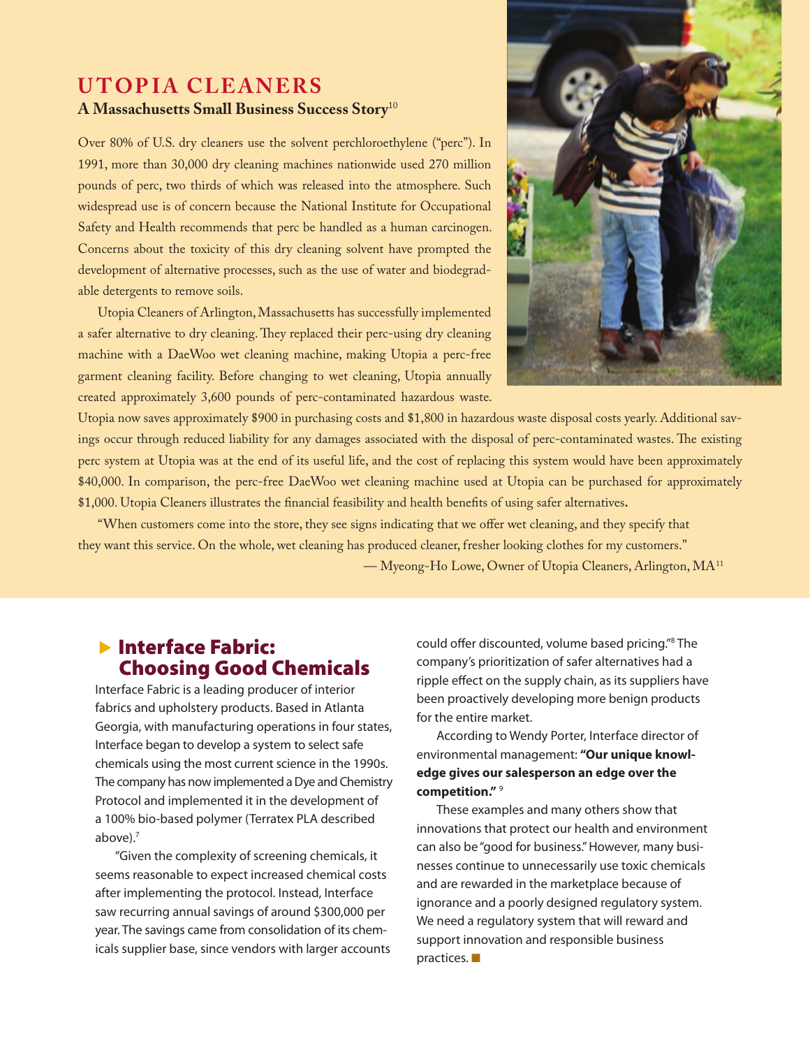## UTOPIA CLEANERS

### A Massachusetts Small Business Success Story[10]

Over 80% of U.S. dry cleaners use the solvent perchloroethylene ("perc"). In 1991, more than 30,000 dry cleaning machines nationwide used 270 million pounds of perc, two thirds of which was released into the atmosphere. Such widespread use is of concern because the National Institute for Occupational Safety and Health recommends that perc be handled as a human carcinogen. Concerns about the toxicity of this dry cleaning solvent have prompted the development of alternative processes, such as the use of water and biodegradable detergents to remove soils.

Utopia Cleaners of Arlington, Massachusetts has successfully implemented a safer alternative to dry cleaning. They replaced their perc-using dry cleaning machine with a DaeWoo wet cleaning machine, making Utopia a perc-free garment cleaning facility. Before changing to wet cleaning, Utopia annually created approximately 3,600 pounds of perc-contaminated hazardous waste. Utopia now saves approximately $900 in purchasing costs and $1,800 in hazardous waste disposal costs yearly. Additional savings occur through reduced liability for any damages associated with the disposal of perc-contaminated wastes. The existing perc system at Utopia was at the end of its useful life, and the cost of replacing this system would have been approximately $40,000. In comparison, the perc-free DaeWoo wet cleaning machine used at Utopia can be purchased for approximately $1,000. Utopia Cleaners illustrates the financial feasibility and health benefits of using safer alternatives.

"When customers come into the store, they see signs indicating that we offer wet cleaning, and they specify that they want this service. On the whole, wet cleaning has produced cleaner, fresher looking clothes for my customers."

— Myeong-Ho Lowe, Owner of Utopia Cleaners, Arlington, MA[11]

## Interface Fabric: Choosing Good Chemicals

Interface Fabric is a leading producer of interior fabrics and upholstery products. Based in Atlanta Georgia, with manufacturing operations in four states, Interface began to develop a system to select safe chemicals using the most current science in the 1990s. The company has now implemented a Dye and Chemistry Protocol and implemented it in the development of a 100% bio-based polymer (Terratex PLA described above).[7]

"Given the complexity of screening chemicals, it seems reasonable to expect increased chemical costs after implementing the protocol. Instead, Interface saw recurring annual savings of around $300,000 per year. The savings came from consolidation of its chemicals supplier base, since vendors with larger accounts could offer discounted, volume based pricing."[8] The company's prioritization of safer alternatives had a ripple effect on the supply chain, as its suppliers have been proactively developing more benign products for the entire market.

According to Wendy Porter, Interface director of environmental management: **"Our unique knowledge gives our salesperson an edge over the competition."** [9]

These examples and many others show that innovations that protect our health and environment can also be "good for business." However, many businesses continue to unnecessarily use toxic chemicals and are rewarded in the marketplace because of ignorance and a poorly designed regulatory system. We need a regulatory system that will reward and support innovation and responsible business practices. ■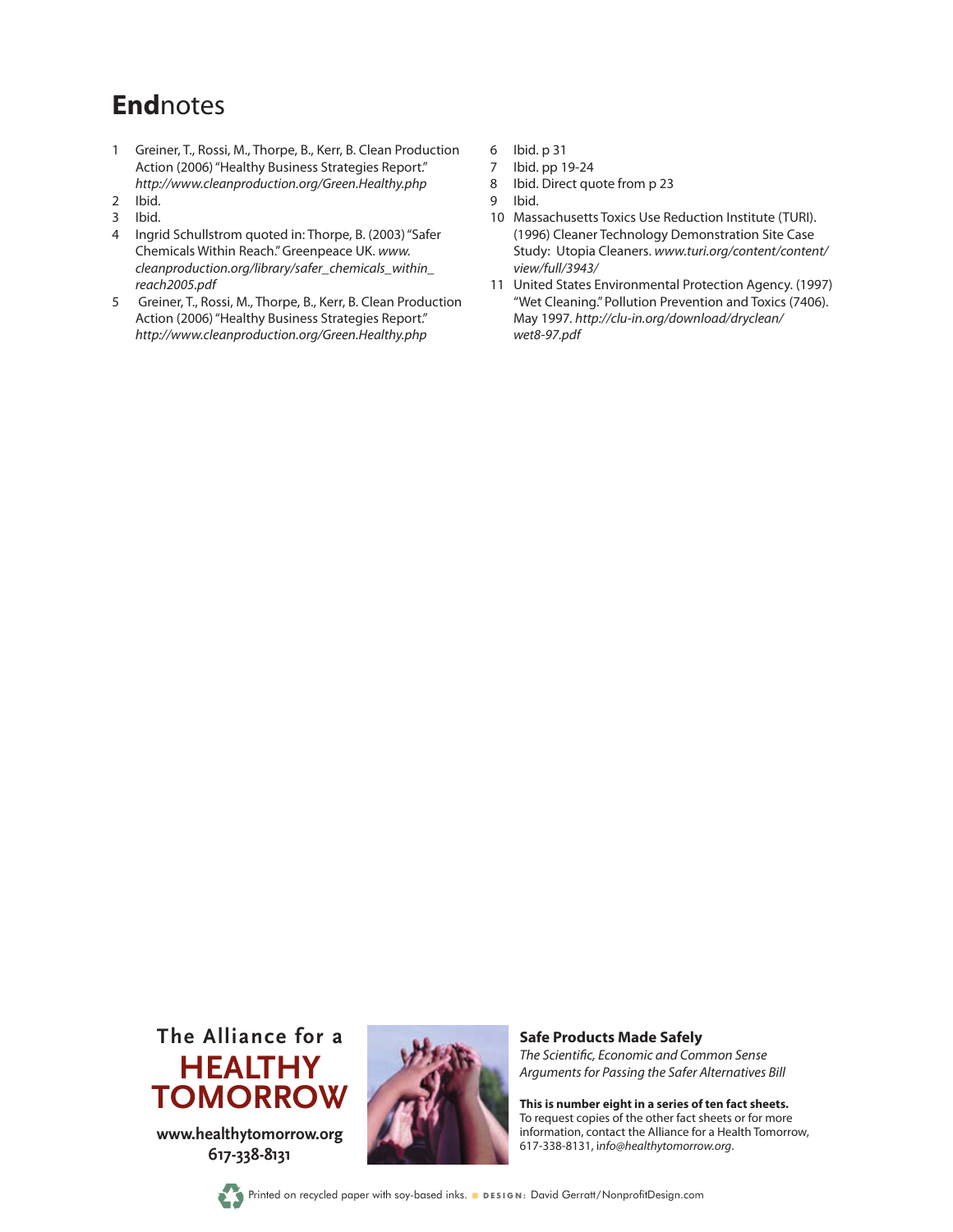# **End**notes

1. Greiner, T., Rossi, M., Thorpe, B., Kerr, B. Clean Production Action (2006) "Healthy Business Strategies Report." *http://www.cleanproduction.org/Green.Healthy.php*
2. Ibid.
3. Ibid.
4. Ingrid Schullstrom quoted in: Thorpe, B. (2003) "Safer Chemicals Within Reach." Greenpeace UK. *www.cleanproduction.org/library/safer_chemicals_within_reach2005.pdf*
5. Greiner, T., Rossi, M., Thorpe, B., Kerr, B. Clean Production Action (2006) "Healthy Business Strategies Report." *http://www.cleanproduction.org/Green.Healthy.php*
6. Ibid. p 31
7. Ibid. pp 19-24
8. Ibid. Direct quote from p 23
9. Ibid.
10. Massachusetts Toxics Use Reduction Institute (TURI). (1996) Cleaner Technology Demonstration Site Case Study: Utopia Cleaners. *www.turi.org/content/content/view/full/3943/*
11. United States Environmental Protection Agency. (1997) "Wet Cleaning." Pollution Prevention and Toxics (7406). May 1997. *http://clu-in.org/download/dryclean/wet8-97.pdf*

The Alliance for a
**HEALTHY TOMORROW**

**www.healthytomorrow.org**
**617-338-8131**

**Safe Products Made Safely**
*The Scientific, Economic and Common Sense Arguments for Passing the Safer Alternatives Bill*

**This is number eight in a series of ten fact sheets.**
To request copies of the other fact sheets or for more information, contact the Alliance for a Health Tomorrow, 617-338-8131, *info@healthytomorrow.org*.

Printed on recycled paper with soy-based inks. DESIGN: David Gerratt/NonprofitDesign.com